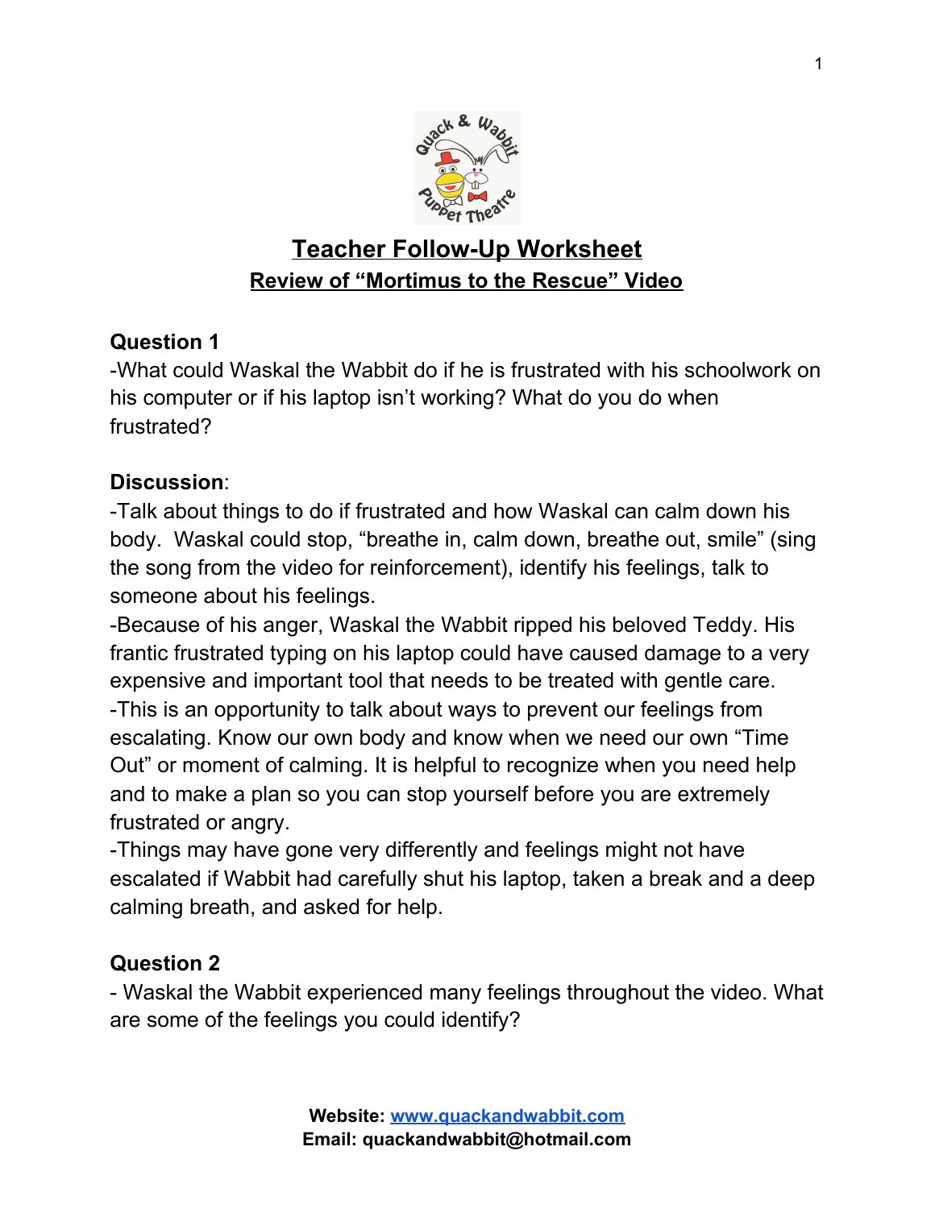# Teacher Follow-Up Worksheet

## Review of "Mortimus to the Rescue" Video

**Question 1**

-What could Waskal the Wabbit do if he is frustrated with his schoolwork on his computer or if his laptop isn't working? What do you do when frustrated?

**Discussion**:

-Talk about things to do if frustrated and how Waskal can calm down his body. Waskal could stop, "breathe in, calm down, breathe out, smile" (sing the song from the video for reinforcement), identify his feelings, talk to someone about his feelings.

-Because of his anger, Waskal the Wabbit ripped his beloved Teddy. His frantic frustrated typing on his laptop could have caused damage to a very expensive and important tool that needs to be treated with gentle care.

-This is an opportunity to talk about ways to prevent our feelings from escalating. Know our own body and know when we need our own "Time Out" or moment of calming. It is helpful to recognize when you need help and to make a plan so you can stop yourself before you are extremely frustrated or angry.

-Things may have gone very differently and feelings might not have escalated if Wabbit had carefully shut his laptop, taken a break and a deep calming breath, and asked for help.

**Question 2**

- Waskal the Wabbit experienced many feelings throughout the video. What are some of the feelings you could identify?

**Website:** www.quackandwabbit.com
**Email: quackandwabbit@hotmail.com**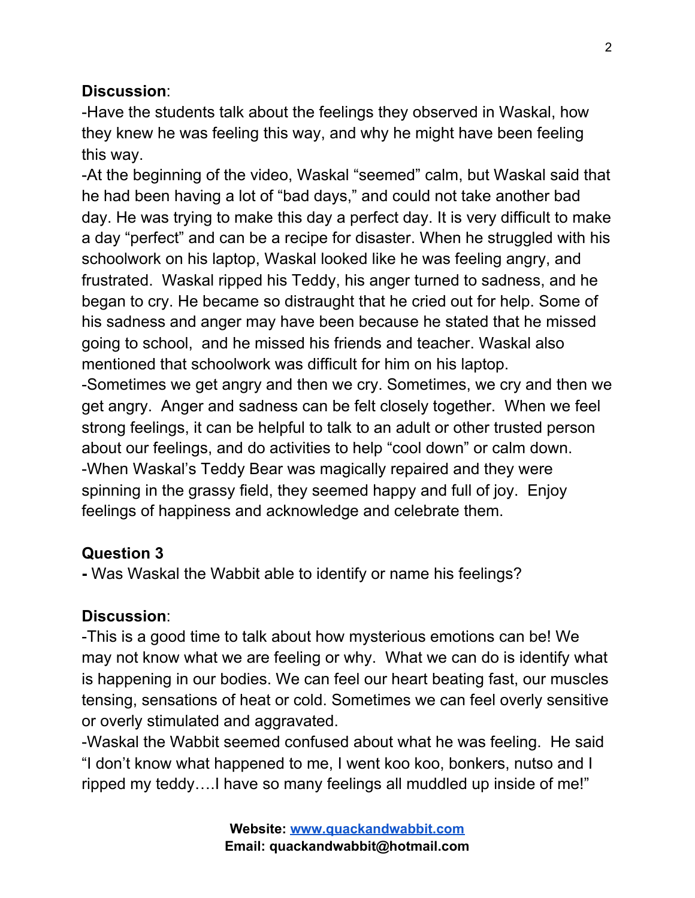**Discussion**:

-Have the students talk about the feelings they observed in Waskal, how they knew he was feeling this way, and why he might have been feeling this way.

-At the beginning of the video, Waskal "seemed" calm, but Waskal said that he had been having a lot of "bad days," and could not take another bad day. He was trying to make this day a perfect day. It is very difficult to make a day "perfect" and can be a recipe for disaster. When he struggled with his schoolwork on his laptop, Waskal looked like he was feeling angry, and frustrated. Waskal ripped his Teddy, his anger turned to sadness, and he began to cry. He became so distraught that he cried out for help. Some of his sadness and anger may have been because he stated that he missed going to school, and he missed his friends and teacher. Waskal also mentioned that schoolwork was difficult for him on his laptop.

-Sometimes we get angry and then we cry. Sometimes, we cry and then we get angry. Anger and sadness can be felt closely together. When we feel strong feelings, it can be helpful to talk to an adult or other trusted person about our feelings, and do activities to help "cool down" or calm down.

-When Waskal's Teddy Bear was magically repaired and they were spinning in the grassy field, they seemed happy and full of joy. Enjoy feelings of happiness and acknowledge and celebrate them.

**Question 3**

**-** Was Waskal the Wabbit able to identify or name his feelings?

**Discussion**:

-This is a good time to talk about how mysterious emotions can be! We may not know what we are feeling or why. What we can do is identify what is happening in our bodies. We can feel our heart beating fast, our muscles tensing, sensations of heat or cold. Sometimes we can feel overly sensitive or overly stimulated and aggravated.

-Waskal the Wabbit seemed confused about what he was feeling. He said "I don't know what happened to me, I went koo koo, bonkers, nutso and I ripped my teddy….I have so many feelings all muddled up inside of me!"

**Website:** [www.quackandwabbit.com](http://www.quackandwabbit.com)
**Email: quackandwabbit@hotmail.com**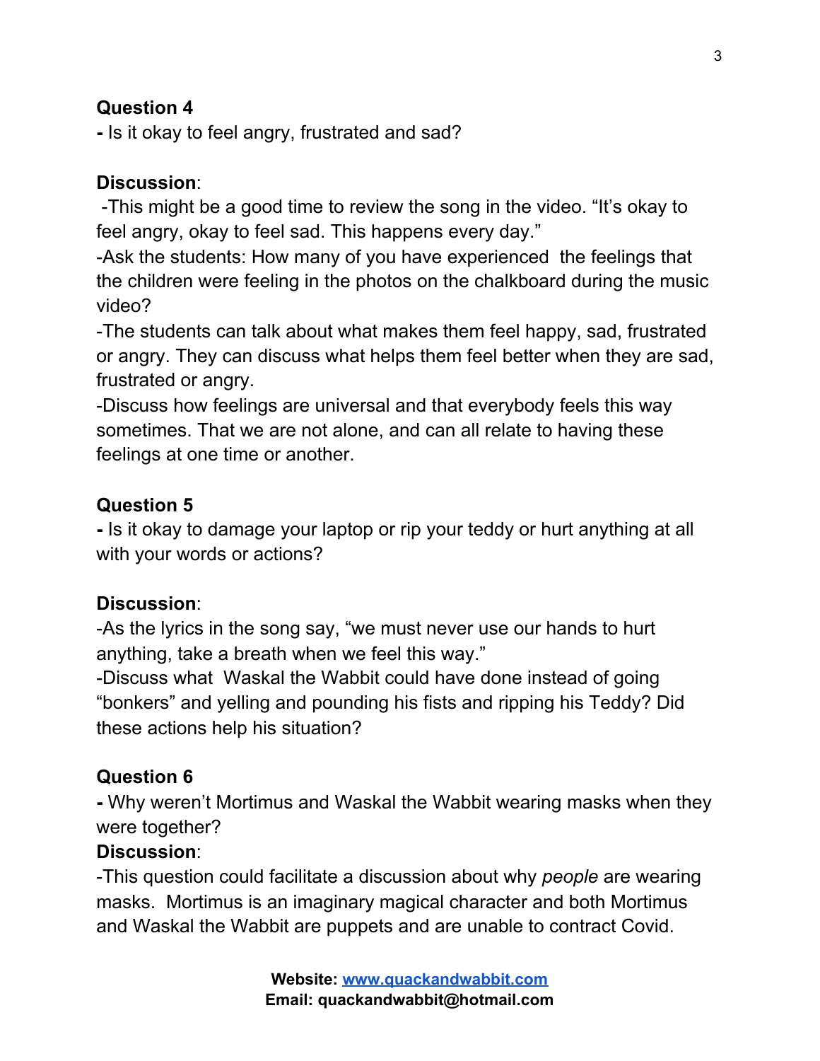**Question 4**

**-** Is it okay to feel angry, frustrated and sad?

**Discussion**:

-This might be a good time to review the song in the video. "It's okay to feel angry, okay to feel sad. This happens every day."

-Ask the students: How many of you have experienced the feelings that the children were feeling in the photos on the chalkboard during the music video?

-The students can talk about what makes them feel happy, sad, frustrated or angry. They can discuss what helps them feel better when they are sad, frustrated or angry.

-Discuss how feelings are universal and that everybody feels this way sometimes. That we are not alone, and can all relate to having these feelings at one time or another.

**Question 5**

**-** Is it okay to damage your laptop or rip your teddy or hurt anything at all with your words or actions?

**Discussion**:

-As the lyrics in the song say, "we must never use our hands to hurt anything, take a breath when we feel this way."

-Discuss what Waskal the Wabbit could have done instead of going "bonkers" and yelling and pounding his fists and ripping his Teddy? Did these actions help his situation?

**Question 6**

**-** Why weren't Mortimus and Waskal the Wabbit wearing masks when they were together?

**Discussion**:

-This question could facilitate a discussion about why *people* are wearing masks. Mortimus is an imaginary magical character and both Mortimus and Waskal the Wabbit are puppets and are unable to contract Covid.

**Website: [www.quackandwabbit.com](http://www.quackandwabbit.com)**
**Email: quackandwabbit@hotmail.com**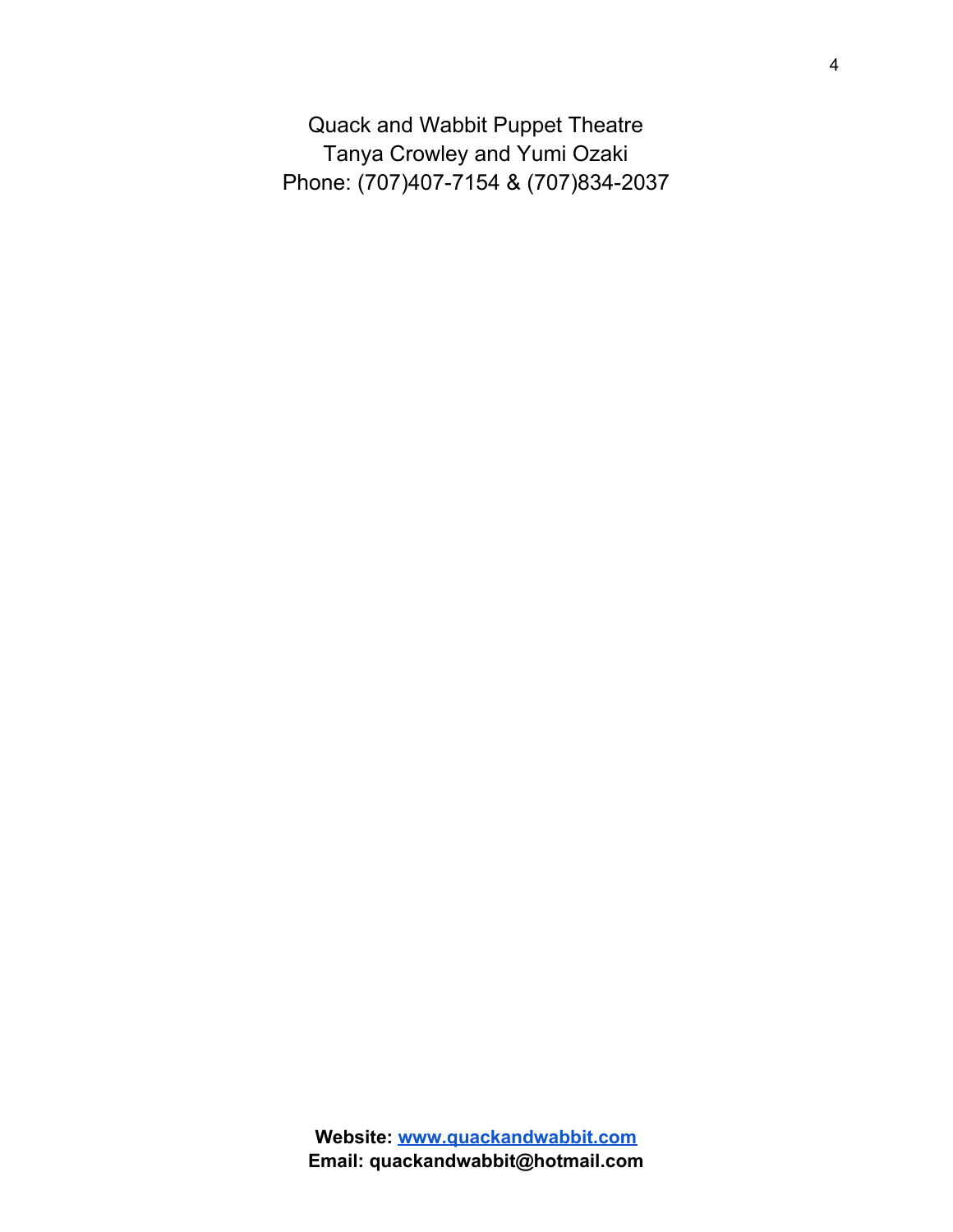Quack and Wabbit Puppet Theatre
Tanya Crowley and Yumi Ozaki
Phone: (707)407-7154 & (707)834-2037

**Website: [www.quackandwabbit.com](http://www.quackandwabbit.com)**
**Email: quackandwabbit@hotmail.com**